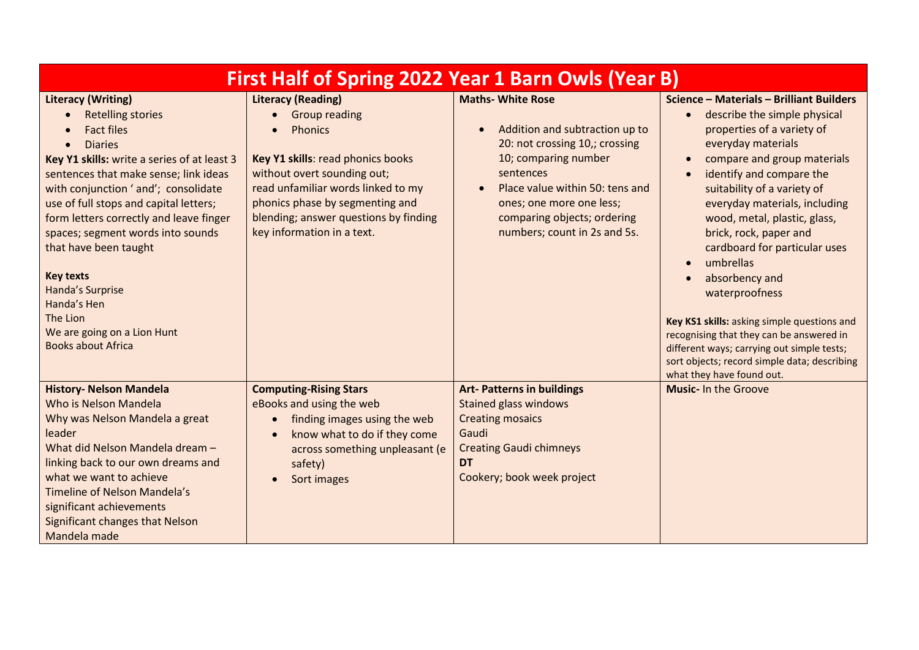# First Half of Spring 2022 Year 1 Barn Owls (Year B)

| Literacy (Writing) | Literacy (Reading) | Maths- White Rose | Science – Materials – Brilliant Builders |
|---|---|---|---|
| **Literacy (Writing)**<br>• Retelling stories<br>• Fact files<br>• Diaries<br>**Key Y1 skills:** write a series of at least 3 sentences that make sense; link ideas with conjunction ' and'; consolidate use of full stops and capital letters; form letters correctly and leave finger spaces; segment words into sounds that have been taught<br><br>**Key texts**<br>Handa's Surprise<br>Handa's Hen<br>The Lion<br>We are going on a Lion Hunt<br>Books about Africa | **Literacy (Reading)**<br>• Group reading<br>• Phonics<br><br>**Key Y1 skills**: read phonics books without overt sounding out; read unfamiliar words linked to my phonics phase by segmenting and blending; answer questions by finding key information in a text. | **Maths- White Rose**<br><br>• Addition and subtraction up to 20: not crossing 10,; crossing 10; comparing number sentences<br>• Place value within 50: tens and ones; one more one less; comparing objects; ordering numbers; count in 2s and 5s. | **Science – Materials – Brilliant Builders**<br>• describe the simple physical properties of a variety of everyday materials<br>• compare and group materials<br>• identify and compare the suitability of a variety of everyday materials, including wood, metal, plastic, glass, brick, rock, paper and cardboard for particular uses<br>• umbrellas<br>• absorbency and waterproofness<br><br>**Key KS1 skills:** asking simple questions and recognising that they can be answered in different ways; carrying out simple tests; sort objects; record simple data; describing what they have found out. |
| **History- Nelson Mandela**<br>Who is Nelson Mandela<br>Why was Nelson Mandela a great leader<br>What did Nelson Mandela dream – linking back to our own dreams and what we want to achieve<br>Timeline of Nelson Mandela's significant achievements<br>Significant changes that Nelson Mandela made | **Computing-Rising Stars**<br>eBooks and using the web<br>• finding images using the web<br>• know what to do if they come across something unpleasant (e safety)<br>• Sort images | **Art- Patterns in buildings**<br>Stained glass windows<br>Creating mosaics<br>Gaudi<br>Creating Gaudi chimneys<br>**DT**<br>Cookery; book week project | **Music-** In the Groove |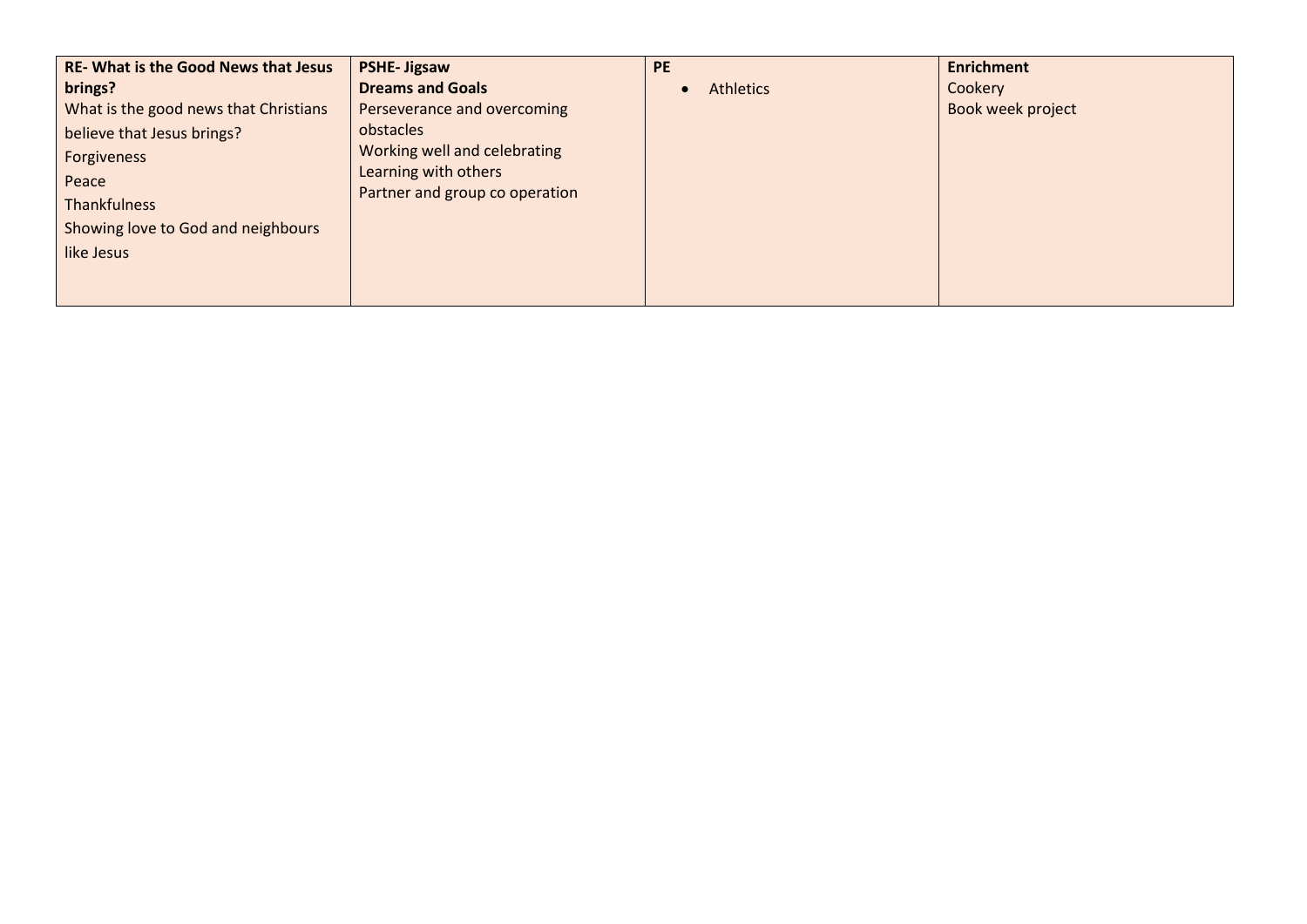| | | | |
|---|---|---|---|
| **RE- What is the Good News that Jesus brings?**<br>What is the good news that Christians believe that Jesus brings?<br>Forgiveness<br>Peace<br>Thankfulness<br>Showing love to God and neighbours like Jesus | **PSHE- Jigsaw**<br>**Dreams and Goals**<br>Perseverance and overcoming obstacles<br>Working well and celebrating<br>Learning with others<br>Partner and group co operation | **PE**<br>• Athletics | **Enrichment**<br>Cookery<br>Book week project |